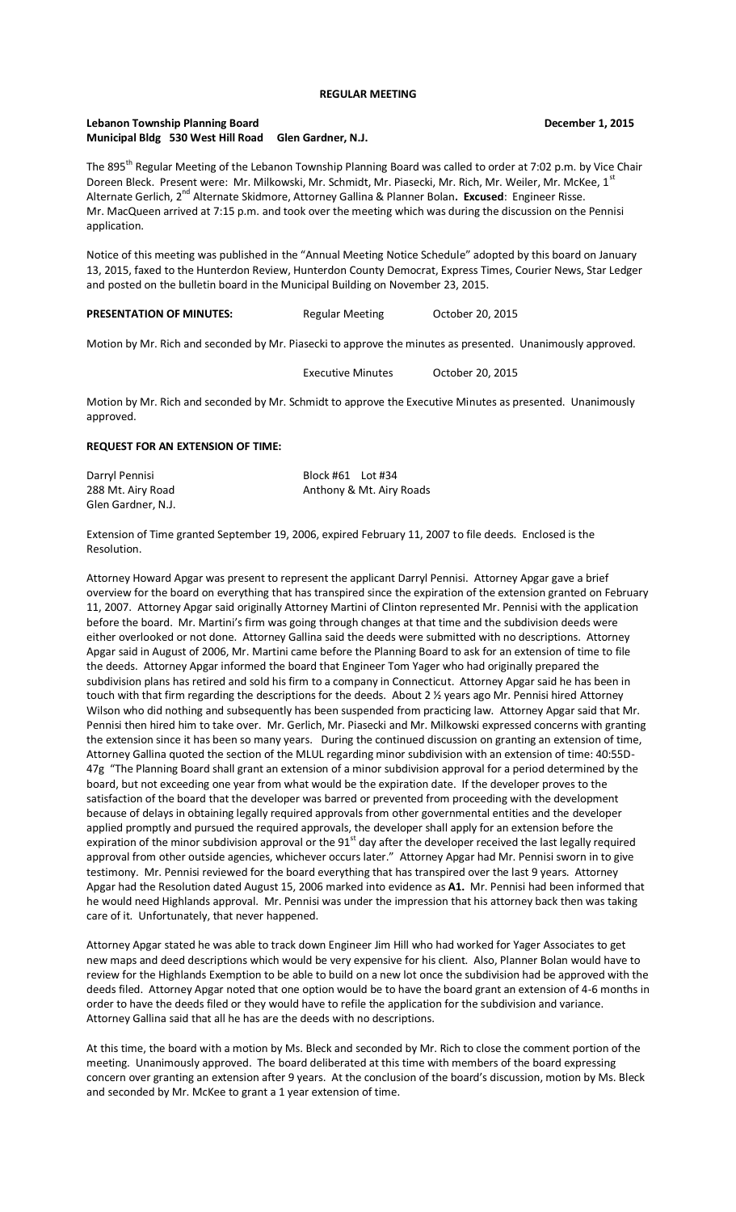**REGULAR MEETING**

**Lebanon Township Planning Board** **December 1, 2015**
**Municipal Bldg 530 West Hill Road Glen Gardner, N.J.**

The 895th Regular Meeting of the Lebanon Township Planning Board was called to order at 7:02 p.m. by Vice Chair Doreen Bleck. Present were: Mr. Milkowski, Mr. Schmidt, Mr. Piasecki, Mr. Rich, Mr. Weiler, Mr. McKee, 1st Alternate Gerlich, 2nd Alternate Skidmore, Attorney Gallina & Planner Bolan**. Excused**: Engineer Risse. Mr. MacQueen arrived at 7:15 p.m. and took over the meeting which was during the discussion on the Pennisi application.

Notice of this meeting was published in the "Annual Meeting Notice Schedule" adopted by this board on January 13, 2015, faxed to the Hunterdon Review, Hunterdon County Democrat, Express Times, Courier News, Star Ledger and posted on the bulletin board in the Municipal Building on November 23, 2015.

**PRESENTATION OF MINUTES:** Regular Meeting October 20, 2015

Motion by Mr. Rich and seconded by Mr. Piasecki to approve the minutes as presented. Unanimously approved.

Executive Minutes October 20, 2015

Motion by Mr. Rich and seconded by Mr. Schmidt to approve the Executive Minutes as presented. Unanimously approved.

**REQUEST FOR AN EXTENSION OF TIME:**

Darryl Pennisi Block #61 Lot #34
288 Mt. Airy Road Anthony & Mt. Airy Roads
Glen Gardner, N.J.

Extension of Time granted September 19, 2006, expired February 11, 2007 to file deeds. Enclosed is the Resolution.

Attorney Howard Apgar was present to represent the applicant Darryl Pennisi. Attorney Apgar gave a brief overview for the board on everything that has transpired since the expiration of the extension granted on February 11, 2007. Attorney Apgar said originally Attorney Martini of Clinton represented Mr. Pennisi with the application before the board. Mr. Martini's firm was going through changes at that time and the subdivision deeds were either overlooked or not done. Attorney Gallina said the deeds were submitted with no descriptions. Attorney Apgar said in August of 2006, Mr. Martini came before the Planning Board to ask for an extension of time to file the deeds. Attorney Apgar informed the board that Engineer Tom Yager who had originally prepared the subdivision plans has retired and sold his firm to a company in Connecticut. Attorney Apgar said he has been in touch with that firm regarding the descriptions for the deeds. About 2 ½ years ago Mr. Pennisi hired Attorney Wilson who did nothing and subsequently has been suspended from practicing law. Attorney Apgar said that Mr. Pennisi then hired him to take over. Mr. Gerlich, Mr. Piasecki and Mr. Milkowski expressed concerns with granting the extension since it has been so many years. During the continued discussion on granting an extension of time, Attorney Gallina quoted the section of the MLUL regarding minor subdivision with an extension of time: 40:55D-47g "The Planning Board shall grant an extension of a minor subdivision approval for a period determined by the board, but not exceeding one year from what would be the expiration date. If the developer proves to the satisfaction of the board that the developer was barred or prevented from proceeding with the development because of delays in obtaining legally required approvals from other governmental entities and the developer applied promptly and pursued the required approvals, the developer shall apply for an extension before the expiration of the minor subdivision approval or the 91st day after the developer received the last legally required approval from other outside agencies, whichever occurs later." Attorney Apgar had Mr. Pennisi sworn in to give testimony. Mr. Pennisi reviewed for the board everything that has transpired over the last 9 years. Attorney Apgar had the Resolution dated August 15, 2006 marked into evidence as **A1.** Mr. Pennisi had been informed that he would need Highlands approval. Mr. Pennisi was under the impression that his attorney back then was taking care of it. Unfortunately, that never happened.

Attorney Apgar stated he was able to track down Engineer Jim Hill who had worked for Yager Associates to get new maps and deed descriptions which would be very expensive for his client. Also, Planner Bolan would have to review for the Highlands Exemption to be able to build on a new lot once the subdivision had be approved with the deeds filed. Attorney Apgar noted that one option would be to have the board grant an extension of 4-6 months in order to have the deeds filed or they would have to refile the application for the subdivision and variance. Attorney Gallina said that all he has are the deeds with no descriptions.

At this time, the board with a motion by Ms. Bleck and seconded by Mr. Rich to close the comment portion of the meeting. Unanimously approved. The board deliberated at this time with members of the board expressing concern over granting an extension after 9 years. At the conclusion of the board's discussion, motion by Ms. Bleck and seconded by Mr. McKee to grant a 1 year extension of time.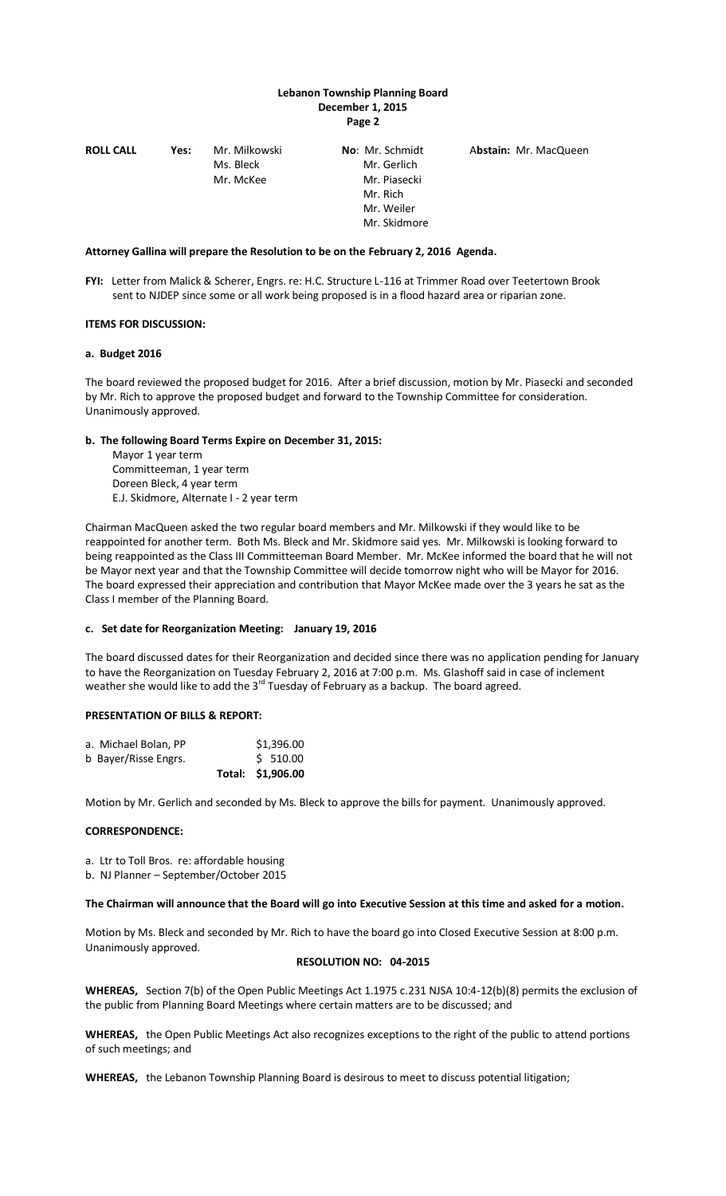**ROLL CALL** **Yes:** Mr. Milkowski, Ms. Bleck, Mr. McKee **No**: Mr. Schmidt, Mr. Gerlich, Mr. Piasecki, Mr. Rich, Mr. Weiler, Mr. Skidmore A**bstain:** Mr. MacQueen

**Attorney Gallina will prepare the Resolution to be on the February 2, 2016 Agenda.**

**FYI:** Letter from Malick & Scherer, Engrs. re: H.C. Structure L-116 at Trimmer Road over Teetertown Brook sent to NJDEP since some or all work being proposed is in a flood hazard area or riparian zone.

**ITEMS FOR DISCUSSION:**

**a. Budget 2016**

The board reviewed the proposed budget for 2016. After a brief discussion, motion by Mr. Piasecki and seconded by Mr. Rich to approve the proposed budget and forward to the Township Committee for consideration. Unanimously approved.

**b. The following Board Terms Expire on December 31, 2015:**

Mayor 1 year term
Committeeman, 1 year term
Doreen Bleck, 4 year term
E.J. Skidmore, Alternate I - 2 year term

Chairman MacQueen asked the two regular board members and Mr. Milkowski if they would like to be reappointed for another term. Both Ms. Bleck and Mr. Skidmore said yes. Mr. Milkowski is looking forward to being reappointed as the Class III Committeeman Board Member. Mr. McKee informed the board that he will not be Mayor next year and that the Township Committee will decide tomorrow night who will be Mayor for 2016. The board expressed their appreciation and contribution that Mayor McKee made over the 3 years he sat as the Class I member of the Planning Board.

**c. Set date for Reorganization Meeting: January 19, 2016**

The board discussed dates for their Reorganization and decided since there was no application pending for January to have the Reorganization on Tuesday February 2, 2016 at 7:00 p.m. Ms. Glashoff said in case of inclement weather she would like to add the 3rd Tuesday of February as a backup. The board agreed.

**PRESENTATION OF BILLS & REPORT:**

| | | |
|---|---|---|
| a. Michael Bolan, PP | | $1,396.00 |
| b Bayer/Risse Engrs. | | $ 510.00 |
| | **Total:** | **$1,906.00** |

Motion by Mr. Gerlich and seconded by Ms. Bleck to approve the bills for payment. Unanimously approved.

**CORRESPONDENCE:**

a. Ltr to Toll Bros. re: affordable housing
b. NJ Planner – September/October 2015

**The Chairman will announce that the Board will go into Executive Session at this time and asked for a motion.**

Motion by Ms. Bleck and seconded by Mr. Rich to have the board go into Closed Executive Session at 8:00 p.m. Unanimously approved.

**RESOLUTION NO: 04-2015**

**WHEREAS,** Section 7(b) of the Open Public Meetings Act 1.1975 c.231 NJSA 10:4-12(b)(8) permits the exclusion of the public from Planning Board Meetings where certain matters are to be discussed; and

**WHEREAS,** the Open Public Meetings Act also recognizes exceptions to the right of the public to attend portions of such meetings; and

**WHEREAS,** the Lebanon Township Planning Board is desirous to meet to discuss potential litigation;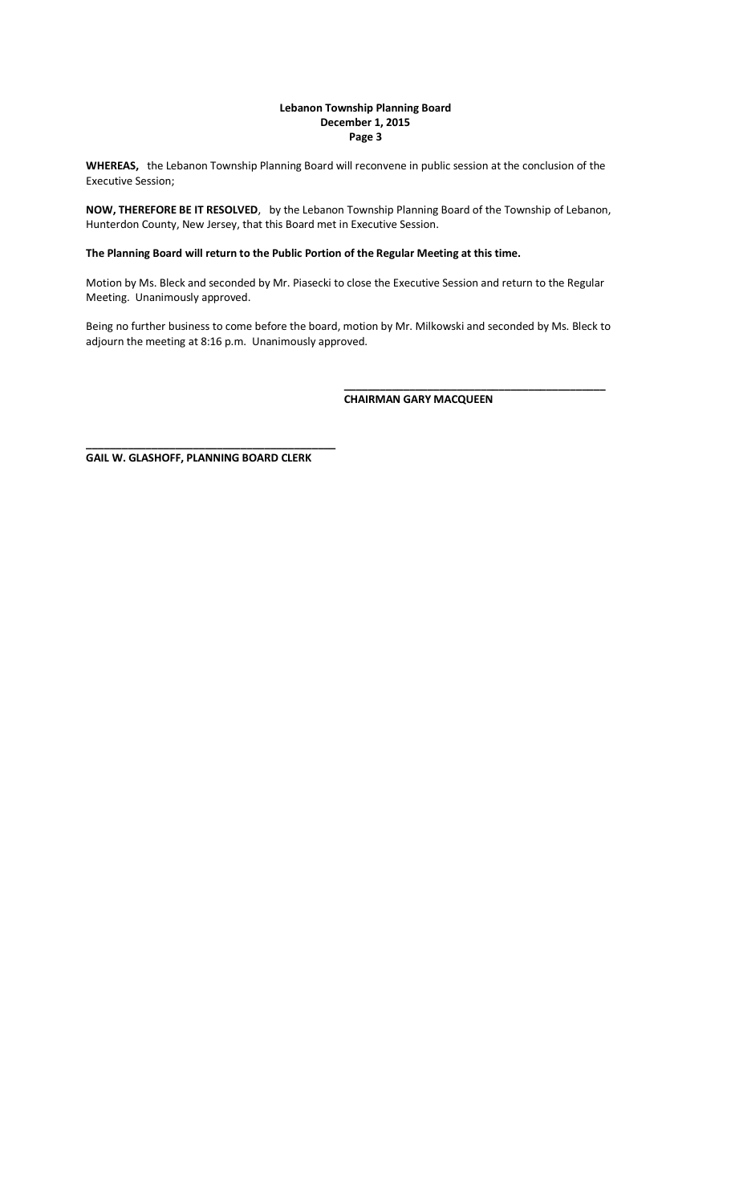**WHEREAS,** the Lebanon Township Planning Board will reconvene in public session at the conclusion of the Executive Session;

**NOW, THEREFORE BE IT RESOLVED**, by the Lebanon Township Planning Board of the Township of Lebanon, Hunterdon County, New Jersey, that this Board met in Executive Session.

**The Planning Board will return to the Public Portion of the Regular Meeting at this time.**

Motion by Ms. Bleck and seconded by Mr. Piasecki to close the Executive Session and return to the Regular Meeting. Unanimously approved.

Being no further business to come before the board, motion by Mr. Milkowski and seconded by Ms. Bleck to adjourn the meeting at 8:16 p.m. Unanimously approved.

\_\_\_\_\_\_\_\_\_\_\_\_\_\_\_\_\_\_\_\_\_\_\_\_\_\_\_\_\_\_\_\_\_\_\_\_\_\_\_\_\_\_

**CHAIRMAN GARY MACQUEEN**

\_\_\_\_\_\_\_\_\_\_\_\_\_\_\_\_\_\_\_\_\_\_\_\_\_\_\_\_\_\_\_\_\_\_\_\_\_\_\_\_\_\_

**GAIL W. GLASHOFF, PLANNING BOARD CLERK**